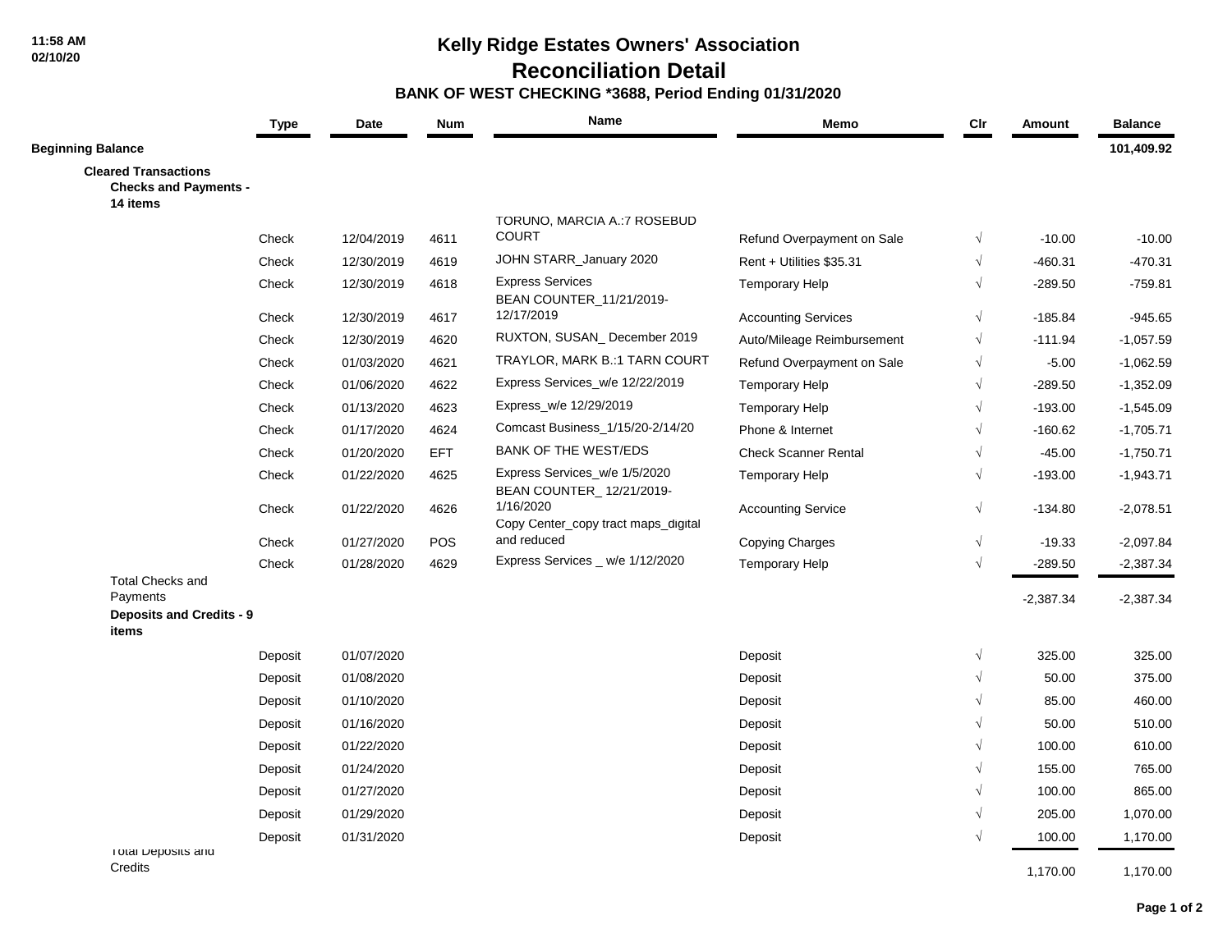# Kelly Ridge Estates Owners' Association

## Reconciliation Detail

### BANK OF WEST CHECKING *3688, Period Ending 01/31/2020

11:58 AM
02/10/20

| | Type | Date | Num | Name | Memo | Clr | Amount | Balance |
|---|---|---|---|---|---|---|---|---|
| **Beginning Balance** | | | | | | | | **101,409.92** |
| **Cleared Transactions** | | | | | | | | |
| **Checks and Payments - 14 items** | | | | | | | | |
| | Check | 12/04/2019 | 4611 | TORUNO, MARCIA A.:7 ROSEBUD COURT | Refund Overpayment on Sale | √ | -10.00 | -10.00 |
| | Check | 12/30/2019 | 4619 | JOHN STARR_January 2020 | Rent + Utilities $35.31 | √ | -460.31 | -470.31 |
| | Check | 12/30/2019 | 4618 | Express Services | Temporary Help | √ | -289.50 | -759.81 |
| | Check | 12/30/2019 | 4617 | BEAN COUNTER_11/21/2019-12/17/2019 | Accounting Services | √ | -185.84 | -945.65 |
| | Check | 12/30/2019 | 4620 | RUXTON, SUSAN_ December 2019 | Auto/Mileage Reimbursement | √ | -111.94 | -1,057.59 |
| | Check | 01/03/2020 | 4621 | TRAYLOR, MARK B.:1 TARN COURT | Refund Overpayment on Sale | √ | -5.00 | -1,062.59 |
| | Check | 01/06/2020 | 4622 | Express Services_w/e 12/22/2019 | Temporary Help | √ | -289.50 | -1,352.09 |
| | Check | 01/13/2020 | 4623 | Express_w/e 12/29/2019 | Temporary Help | √ | -193.00 | -1,545.09 |
| | Check | 01/17/2020 | 4624 | Comcast Business_1/15/20-2/14/20 | Phone & Internet | √ | -160.62 | -1,705.71 |
| | Check | 01/20/2020 | EFT | BANK OF THE WEST/EDS | Check Scanner Rental | √ | -45.00 | -1,750.71 |
| | Check | 01/22/2020 | 4625 | Express Services_w/e 1/5/2020 | Temporary Help | √ | -193.00 | -1,943.71 |
| | Check | 01/22/2020 | 4626 | BEAN COUNTER_ 12/21/2019-1/16/2020 | Accounting Service | √ | -134.80 | -2,078.51 |
| | Check | 01/27/2020 | POS | Copy Center_copy tract maps_digital and reduced | Copying Charges | √ | -19.33 | -2,097.84 |
| | Check | 01/28/2020 | 4629 | Express Services _ w/e 1/12/2020 | Temporary Help | √ | -289.50 | -2,387.34 |
| Total Checks and Payments | | | | | | | -2,387.34 | -2,387.34 |
| **Deposits and Credits - 9 items** | | | | | | | | |
| | Deposit | 01/07/2020 | | | Deposit | √ | 325.00 | 325.00 |
| | Deposit | 01/08/2020 | | | Deposit | √ | 50.00 | 375.00 |
| | Deposit | 01/10/2020 | | | Deposit | √ | 85.00 | 460.00 |
| | Deposit | 01/16/2020 | | | Deposit | √ | 50.00 | 510.00 |
| | Deposit | 01/22/2020 | | | Deposit | √ | 100.00 | 610.00 |
| | Deposit | 01/24/2020 | | | Deposit | √ | 155.00 | 765.00 |
| | Deposit | 01/27/2020 | | | Deposit | √ | 100.00 | 865.00 |
| | Deposit | 01/29/2020 | | | Deposit | √ | 205.00 | 1,070.00 |
| | Deposit | 01/31/2020 | | | Deposit | √ | 100.00 | 1,170.00 |
| Total Deposits and Credits | | | | | | | 1,170.00 | 1,170.00 |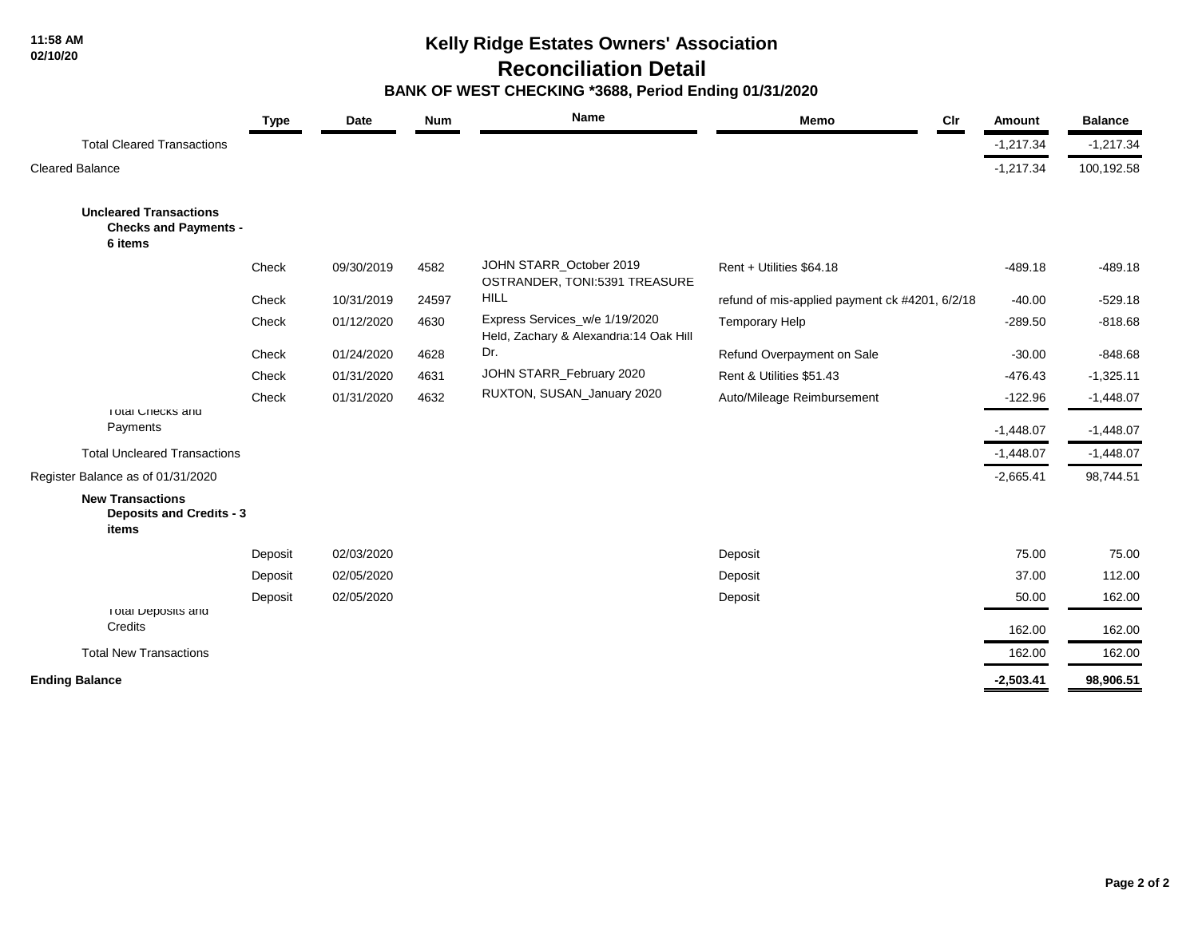11:58 AM
02/10/20

# Kelly Ridge Estates Owners' Association
## Reconciliation Detail
### BANK OF WEST CHECKING *3688, Period Ending 01/31/2020

| | Type | Date | Num | Name | Memo | Clr | Amount | Balance |
|---|---|---|---|---|---|---|---|---|
| Total Cleared Transactions | | | | | | | -1,217.34 | -1,217.34 |
| Cleared Balance | | | | | | | -1,217.34 | 100,192.58 |
| **Uncleared Transactions** | | | | | | | | |
| **Checks and Payments - 6 items** | | | | | | | | |
| | Check | 09/30/2019 | 4582 | JOHN STARR_October 2019 | Rent + Utilities $64.18 | | -489.18 | -489.18 |
| | Check | 10/31/2019 | 24597 | OSTRANDER, TONI:5391 TREASURE HILL | refund of mis-applied payment ck #4201, 6/2/18 | | -40.00 | -529.18 |
| | Check | 01/12/2020 | 4630 | Express Services_w/e 1/19/2020 | Temporary Help | | -289.50 | -818.68 |
| | Check | 01/24/2020 | 4628 | Held, Zachary & Alexandria:14 Oak Hill Dr. | Refund Overpayment on Sale | | -30.00 | -848.68 |
| | Check | 01/31/2020 | 4631 | JOHN STARR_February 2020 | Rent & Utilities $51.43 | | -476.43 | -1,325.11 |
| | Check | 01/31/2020 | 4632 | RUXTON, SUSAN_January 2020 | Auto/Mileage Reimbursement | | -122.96 | -1,448.07 |
| Total Checks and Payments | | | | | | | -1,448.07 | -1,448.07 |
| Total Uncleared Transactions | | | | | | | -1,448.07 | -1,448.07 |
| Register Balance as of 01/31/2020 | | | | | | | -2,665.41 | 98,744.51 |
| **New Transactions** | | | | | | | | |
| **Deposits and Credits - 3 items** | | | | | | | | |
| | Deposit | 02/03/2020 | | | Deposit | | 75.00 | 75.00 |
| | Deposit | 02/05/2020 | | | Deposit | | 37.00 | 112.00 |
| | Deposit | 02/05/2020 | | | Deposit | | 50.00 | 162.00 |
| Total Deposits and Credits | | | | | | | 162.00 | 162.00 |
| Total New Transactions | | | | | | | 162.00 | 162.00 |
| **Ending Balance** | | | | | | | **-2,503.41** | **98,906.51** |